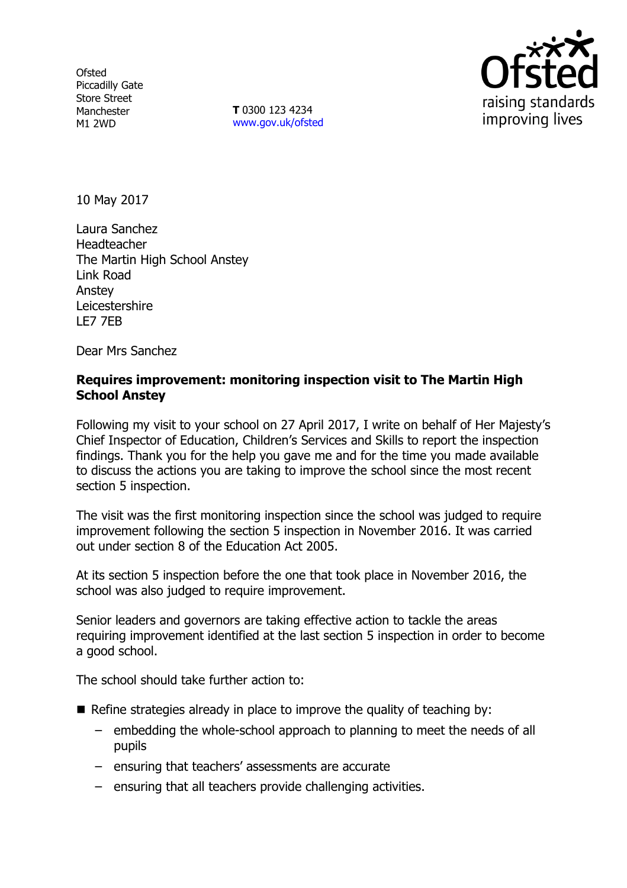Ofsted
Piccadilly Gate
Store Street
Manchester
M1 2WD

**T** 0300 123 4234
www.gov.uk/ofsted

10 May 2017

Laura Sanchez
Headteacher
The Martin High School Anstey
Link Road
Anstey
Leicestershire
LE7 7EB

Dear Mrs Sanchez

**Requires improvement: monitoring inspection visit to The Martin High School Anstey**

Following my visit to your school on 27 April 2017, I write on behalf of Her Majesty's Chief Inspector of Education, Children's Services and Skills to report the inspection findings. Thank you for the help you gave me and for the time you made available to discuss the actions you are taking to improve the school since the most recent section 5 inspection.

The visit was the first monitoring inspection since the school was judged to require improvement following the section 5 inspection in November 2016. It was carried out under section 8 of the Education Act 2005.

At its section 5 inspection before the one that took place in November 2016, the school was also judged to require improvement.

Senior leaders and governors are taking effective action to tackle the areas requiring improvement identified at the last section 5 inspection in order to become a good school.

The school should take further action to:

- Refine strategies already in place to improve the quality of teaching by:
  - embedding the whole-school approach to planning to meet the needs of all pupils
  - ensuring that teachers' assessments are accurate
  - ensuring that all teachers provide challenging activities.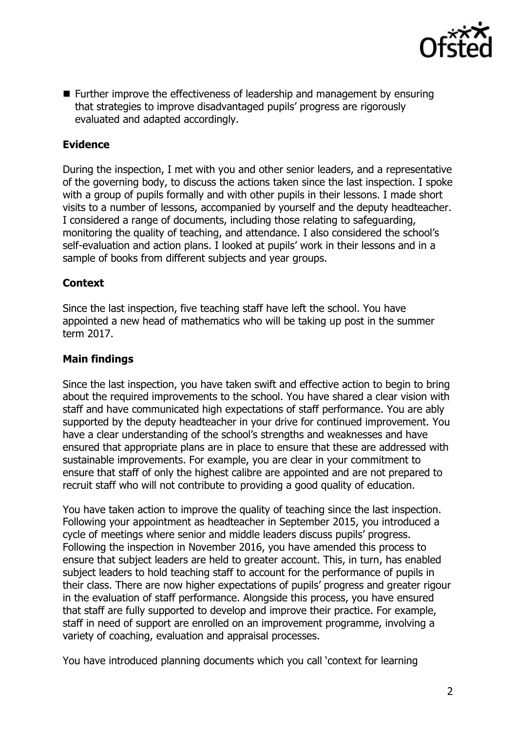- Further improve the effectiveness of leadership and management by ensuring that strategies to improve disadvantaged pupils' progress are rigorously evaluated and adapted accordingly.

**Evidence**

During the inspection, I met with you and other senior leaders, and a representative of the governing body, to discuss the actions taken since the last inspection. I spoke with a group of pupils formally and with other pupils in their lessons. I made short visits to a number of lessons, accompanied by yourself and the deputy headteacher. I considered a range of documents, including those relating to safeguarding, monitoring the quality of teaching, and attendance. I also considered the school's self-evaluation and action plans. I looked at pupils' work in their lessons and in a sample of books from different subjects and year groups.

**Context**

Since the last inspection, five teaching staff have left the school. You have appointed a new head of mathematics who will be taking up post in the summer term 2017.

**Main findings**

Since the last inspection, you have taken swift and effective action to begin to bring about the required improvements to the school. You have shared a clear vision with staff and have communicated high expectations of staff performance. You are ably supported by the deputy headteacher in your drive for continued improvement. You have a clear understanding of the school's strengths and weaknesses and have ensured that appropriate plans are in place to ensure that these are addressed with sustainable improvements. For example, you are clear in your commitment to ensure that staff of only the highest calibre are appointed and are not prepared to recruit staff who will not contribute to providing a good quality of education.

You have taken action to improve the quality of teaching since the last inspection. Following your appointment as headteacher in September 2015, you introduced a cycle of meetings where senior and middle leaders discuss pupils' progress. Following the inspection in November 2016, you have amended this process to ensure that subject leaders are held to greater account. This, in turn, has enabled subject leaders to hold teaching staff to account for the performance of pupils in their class. There are now higher expectations of pupils' progress and greater rigour in the evaluation of staff performance. Alongside this process, you have ensured that staff are fully supported to develop and improve their practice. For example, staff in need of support are enrolled on an improvement programme, involving a variety of coaching, evaluation and appraisal processes.

You have introduced planning documents which you call 'context for learning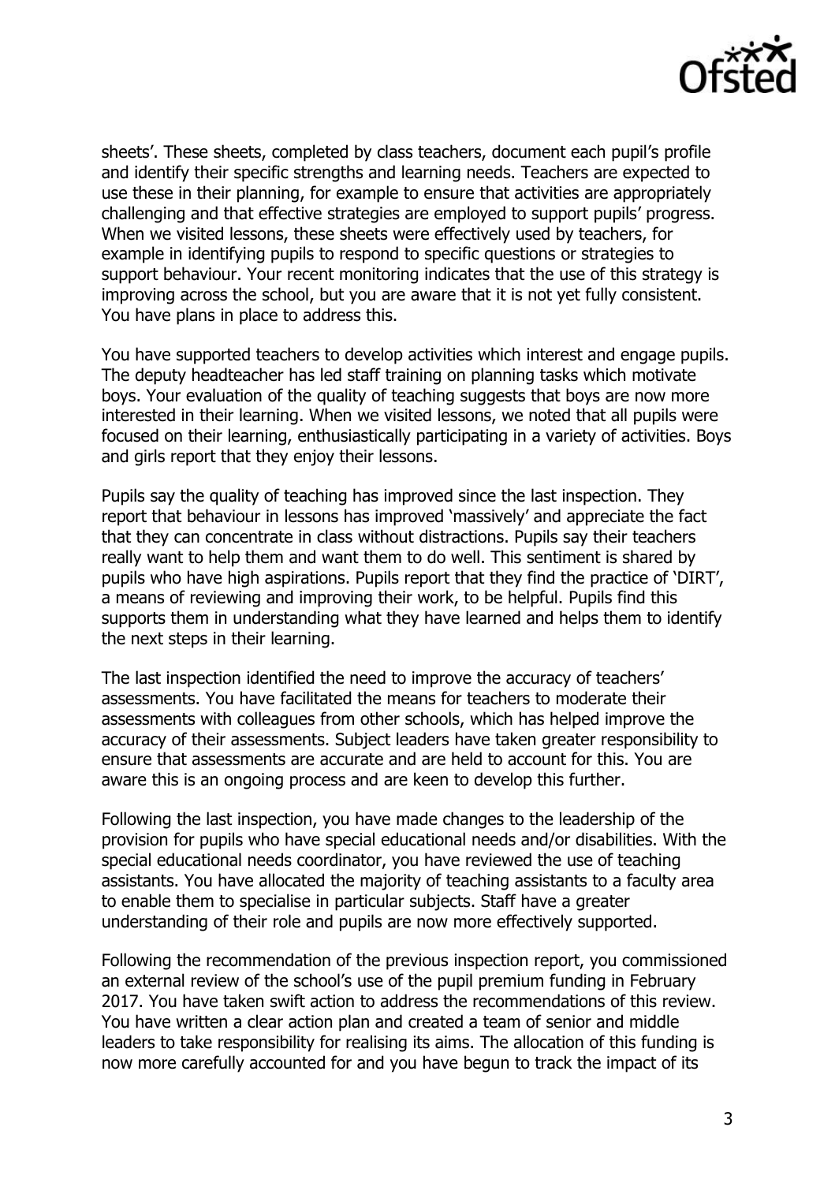sheets'. These sheets, completed by class teachers, document each pupil's profile and identify their specific strengths and learning needs. Teachers are expected to use these in their planning, for example to ensure that activities are appropriately challenging and that effective strategies are employed to support pupils' progress. When we visited lessons, these sheets were effectively used by teachers, for example in identifying pupils to respond to specific questions or strategies to support behaviour. Your recent monitoring indicates that the use of this strategy is improving across the school, but you are aware that it is not yet fully consistent. You have plans in place to address this.

You have supported teachers to develop activities which interest and engage pupils. The deputy headteacher has led staff training on planning tasks which motivate boys. Your evaluation of the quality of teaching suggests that boys are now more interested in their learning. When we visited lessons, we noted that all pupils were focused on their learning, enthusiastically participating in a variety of activities. Boys and girls report that they enjoy their lessons.

Pupils say the quality of teaching has improved since the last inspection. They report that behaviour in lessons has improved 'massively' and appreciate the fact that they can concentrate in class without distractions. Pupils say their teachers really want to help them and want them to do well. This sentiment is shared by pupils who have high aspirations. Pupils report that they find the practice of 'DIRT', a means of reviewing and improving their work, to be helpful. Pupils find this supports them in understanding what they have learned and helps them to identify the next steps in their learning.

The last inspection identified the need to improve the accuracy of teachers' assessments. You have facilitated the means for teachers to moderate their assessments with colleagues from other schools, which has helped improve the accuracy of their assessments. Subject leaders have taken greater responsibility to ensure that assessments are accurate and are held to account for this. You are aware this is an ongoing process and are keen to develop this further.

Following the last inspection, you have made changes to the leadership of the provision for pupils who have special educational needs and/or disabilities. With the special educational needs coordinator, you have reviewed the use of teaching assistants. You have allocated the majority of teaching assistants to a faculty area to enable them to specialise in particular subjects. Staff have a greater understanding of their role and pupils are now more effectively supported.

Following the recommendation of the previous inspection report, you commissioned an external review of the school's use of the pupil premium funding in February 2017. You have taken swift action to address the recommendations of this review. You have written a clear action plan and created a team of senior and middle leaders to take responsibility for realising its aims. The allocation of this funding is now more carefully accounted for and you have begun to track the impact of its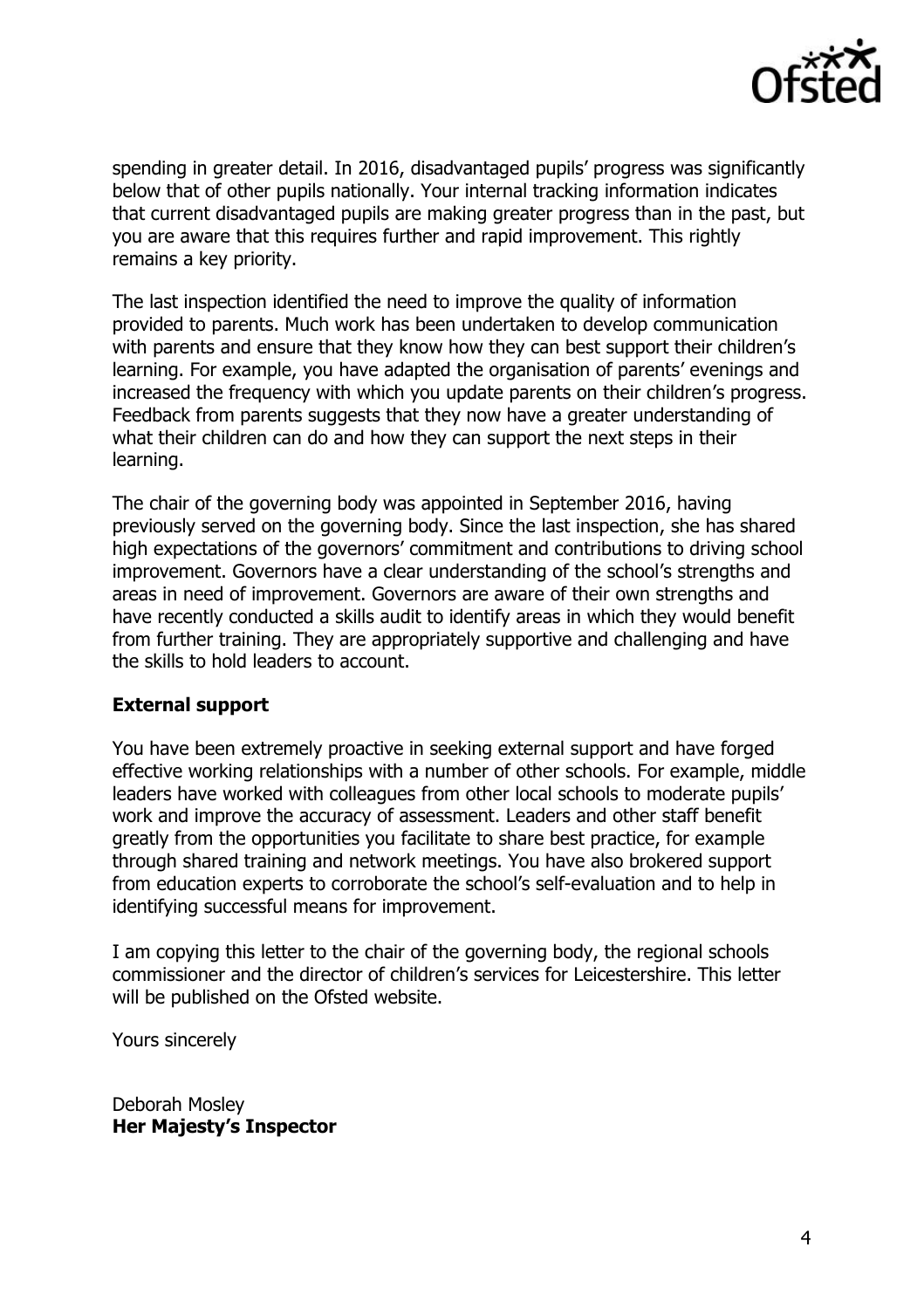spending in greater detail. In 2016, disadvantaged pupils' progress was significantly below that of other pupils nationally. Your internal tracking information indicates that current disadvantaged pupils are making greater progress than in the past, but you are aware that this requires further and rapid improvement. This rightly remains a key priority.

The last inspection identified the need to improve the quality of information provided to parents. Much work has been undertaken to develop communication with parents and ensure that they know how they can best support their children's learning. For example, you have adapted the organisation of parents' evenings and increased the frequency with which you update parents on their children's progress. Feedback from parents suggests that they now have a greater understanding of what their children can do and how they can support the next steps in their learning.

The chair of the governing body was appointed in September 2016, having previously served on the governing body. Since the last inspection, she has shared high expectations of the governors' commitment and contributions to driving school improvement. Governors have a clear understanding of the school's strengths and areas in need of improvement. Governors are aware of their own strengths and have recently conducted a skills audit to identify areas in which they would benefit from further training. They are appropriately supportive and challenging and have the skills to hold leaders to account.

**External support**

You have been extremely proactive in seeking external support and have forged effective working relationships with a number of other schools. For example, middle leaders have worked with colleagues from other local schools to moderate pupils' work and improve the accuracy of assessment. Leaders and other staff benefit greatly from the opportunities you facilitate to share best practice, for example through shared training and network meetings. You have also brokered support from education experts to corroborate the school's self-evaluation and to help in identifying successful means for improvement.

I am copying this letter to the chair of the governing body, the regional schools commissioner and the director of children's services for Leicestershire. This letter will be published on the Ofsted website.

Yours sincerely

Deborah Mosley
**Her Majesty's Inspector**